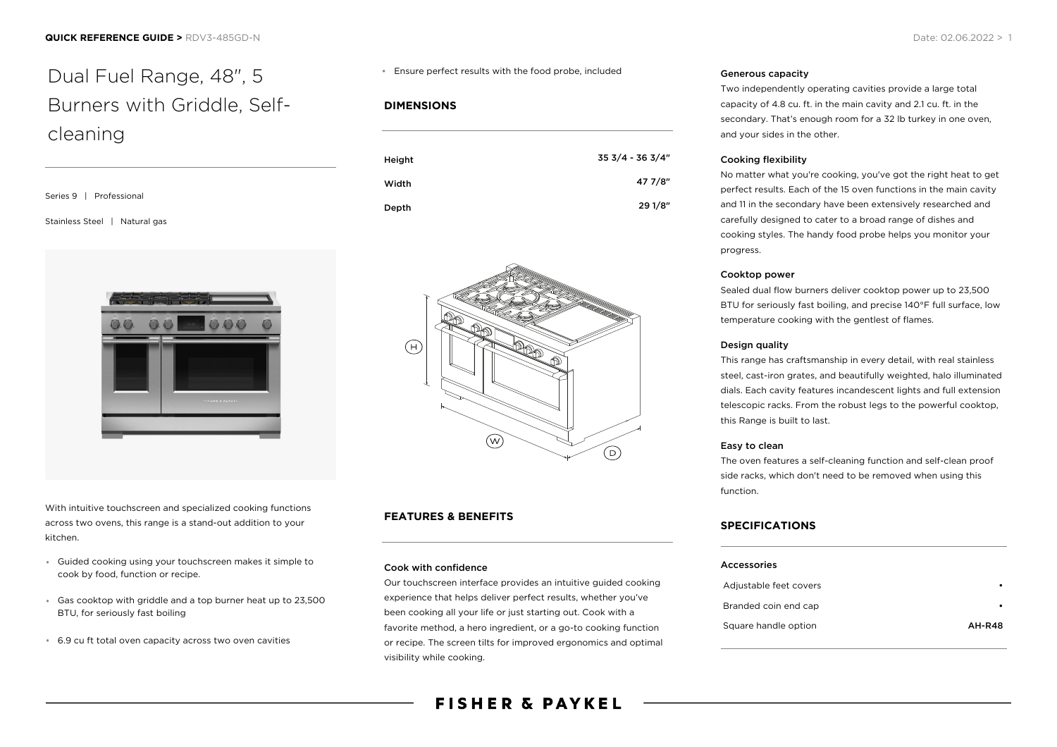# Dual Fuel Range, 48", 5 Burners with Griddle, Self-cleaning

Series 9 | Professional

Stainless Steel | Natural gas

With intuitive touchscreen and specialized cooking functions across two ovens, this range is a stand-out addition to your kitchen.

- Guided cooking using your touchscreen makes it simple to cook by food, function or recipe.
- Gas cooktop with griddle and a top burner heat up to 23,500 BTU, for seriously fast boiling
- 6.9 cu ft total oven capacity across two oven cavities
- Ensure perfect results with the food probe, included

## DIMENSIONS

| | |
|---|---|
| Height | 35 3/4 - 36 3/4" |
| Width | 47 7/8" |
| Depth | 29 1/8" |

## FEATURES & BENEFITS

### Cook with confidence

Our touchscreen interface provides an intuitive guided cooking experience that helps deliver perfect results, whether you've been cooking all your life or just starting out. Cook with a favorite method, a hero ingredient, or a go-to cooking function or recipe. The screen tilts for improved ergonomics and optimal visibility while cooking.

### Generous capacity

Two independently operating cavities provide a large total capacity of 4.8 cu. ft. in the main cavity and 2.1 cu. ft. in the secondary. That's enough room for a 32 lb turkey in one oven, and your sides in the other.

### Cooking flexibility

No matter what you're cooking, you've got the right heat to get perfect results. Each of the 15 oven functions in the main cavity and 11 in the secondary have been extensively researched and carefully designed to cater to a broad range of dishes and cooking styles. The handy food probe helps you monitor your progress.

### Cooktop power

Sealed dual flow burners deliver cooktop power up to 23,500 BTU for seriously fast boiling, and precise 140°F full surface, low temperature cooking with the gentlest of flames.

### Design quality

This range has craftsmanship in every detail, with real stainless steel, cast-iron grates, and beautifully weighted, halo illuminated dials. Each cavity features incandescent lights and full extension telescopic racks. From the robust legs to the powerful cooktop, this Range is built to last.

### Easy to clean

The oven features a self-cleaning function and self-clean proof side racks, which don't need to be removed when using this function.

## SPECIFICATIONS

| Accessories | |
|---|---|
| Adjustable feet covers | • |
| Branded coin end cap | • |
| Square handle option | AH-R48 |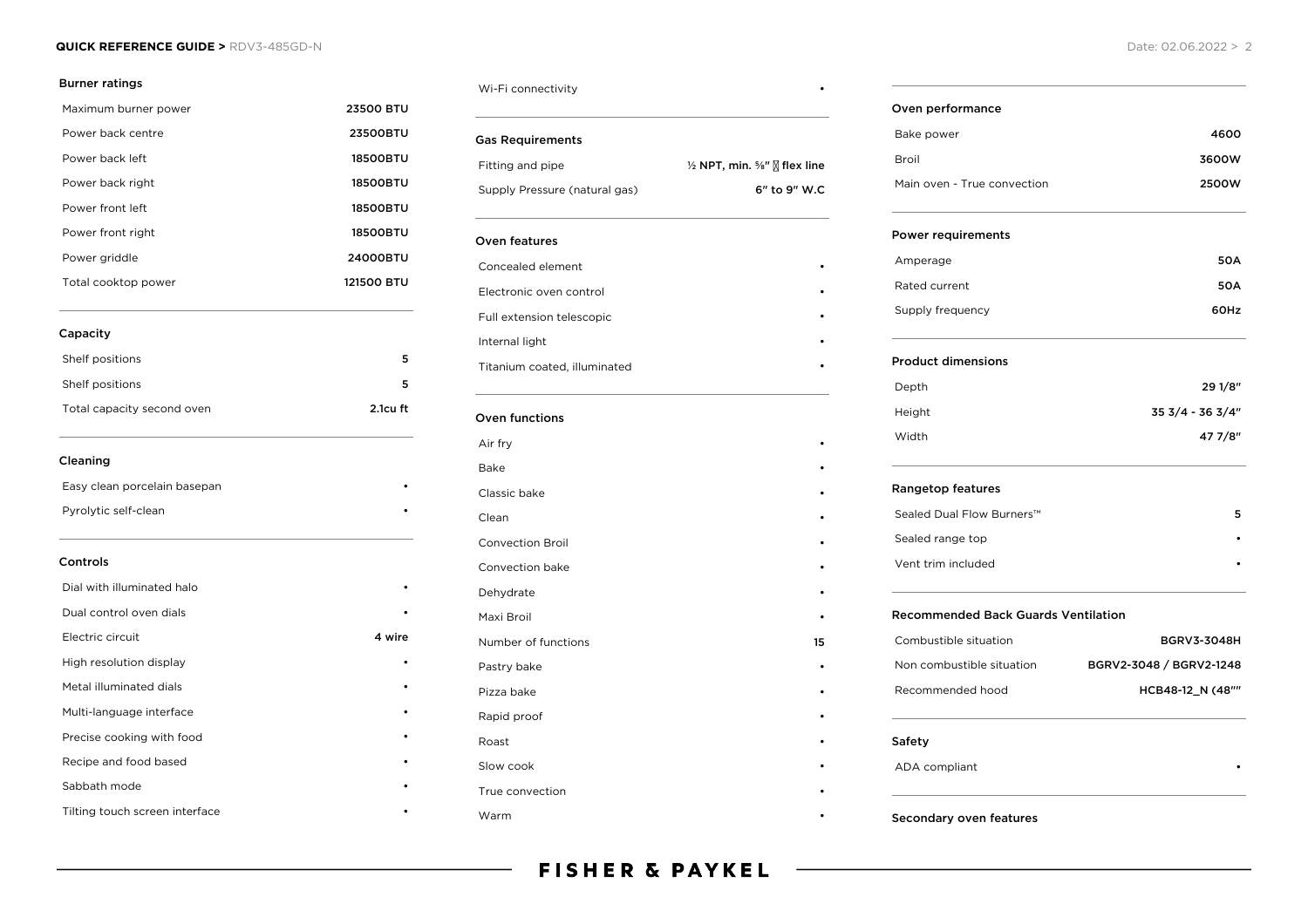### Burner ratings

| | |
|---|---|
| Maximum burner power | 23500 BTU |
| Power back centre | 23500BTU |
| Power back left | 18500BTU |
| Power back right | 18500BTU |
| Power front left | 18500BTU |
| Power front right | 18500BTU |
| Power griddle | 24000BTU |
| Total cooktop power | 121500 BTU |

### Capacity

| | |
|---|---|
| Shelf positions | 5 |
| Shelf positions | 5 |
| Total capacity second oven | 2.1cu ft |

### Cleaning

| | |
|---|---|
| Easy clean porcelain basepan | • |
| Pyrolytic self-clean | • |

### Controls

| | |
|---|---|
| Dial with illuminated halo | • |
| Dual control oven dials | • |
| Electric circuit | 4 wire |
| High resolution display | • |
| Metal illuminated dials | • |
| Multi-language interface | • |
| Precise cooking with food | • |
| Recipe and food based | • |
| Sabbath mode | • |
| Tilting touch screen interface | • |

| | |
|---|---|
| Wi-Fi connectivity | • |

### Gas Requirements

| | |
|---|---|
| Fitting and pipe | ½ NPT, min. ⅝" flex line |
| Supply Pressure (natural gas) | 6" to 9" W.C |

### Oven features

| | |
|---|---|
| Concealed element | • |
| Electronic oven control | • |
| Full extension telescopic | • |
| Internal light | • |
| Titanium coated, illuminated | • |

### Oven functions

| | |
|---|---|
| Air fry | • |
| Bake | • |
| Classic bake | • |
| Clean | • |
| Convection Broil | • |
| Convection bake | • |
| Dehydrate | • |
| Maxi Broil | • |
| Number of functions | 15 |
| Pastry bake | • |
| Pizza bake | • |
| Rapid proof | • |
| Roast | • |
| Slow cook | • |
| True convection | • |
| Warm | • |

### Oven performance

| | |
|---|---|
| Bake power | 4600 |
| Broil | 3600W |
| Main oven - True convection | 2500W |

### Power requirements

| | |
|---|---|
| Amperage | 50A |
| Rated current | 50A |
| Supply frequency | 60Hz |

### Product dimensions

| | |
|---|---|
| Depth | 29 1/8" |
| Height | 35 3/4 - 36 3/4" |
| Width | 47 7/8" |

### Rangetop features

| | |
|---|---|
| Sealed Dual Flow Burners™ | 5 |
| Sealed range top | • |
| Vent trim included | • |

### Recommended Back Guards Ventilation

| | |
|---|---|
| Combustible situation | BGRV3-3048H |
| Non combustible situation | BGRV2-3048 / BGRV2-1248 |
| Recommended hood | HCB48-12_N (48"" |

### Safety

| | |
|---|---|
| ADA compliant | • |

### Secondary oven features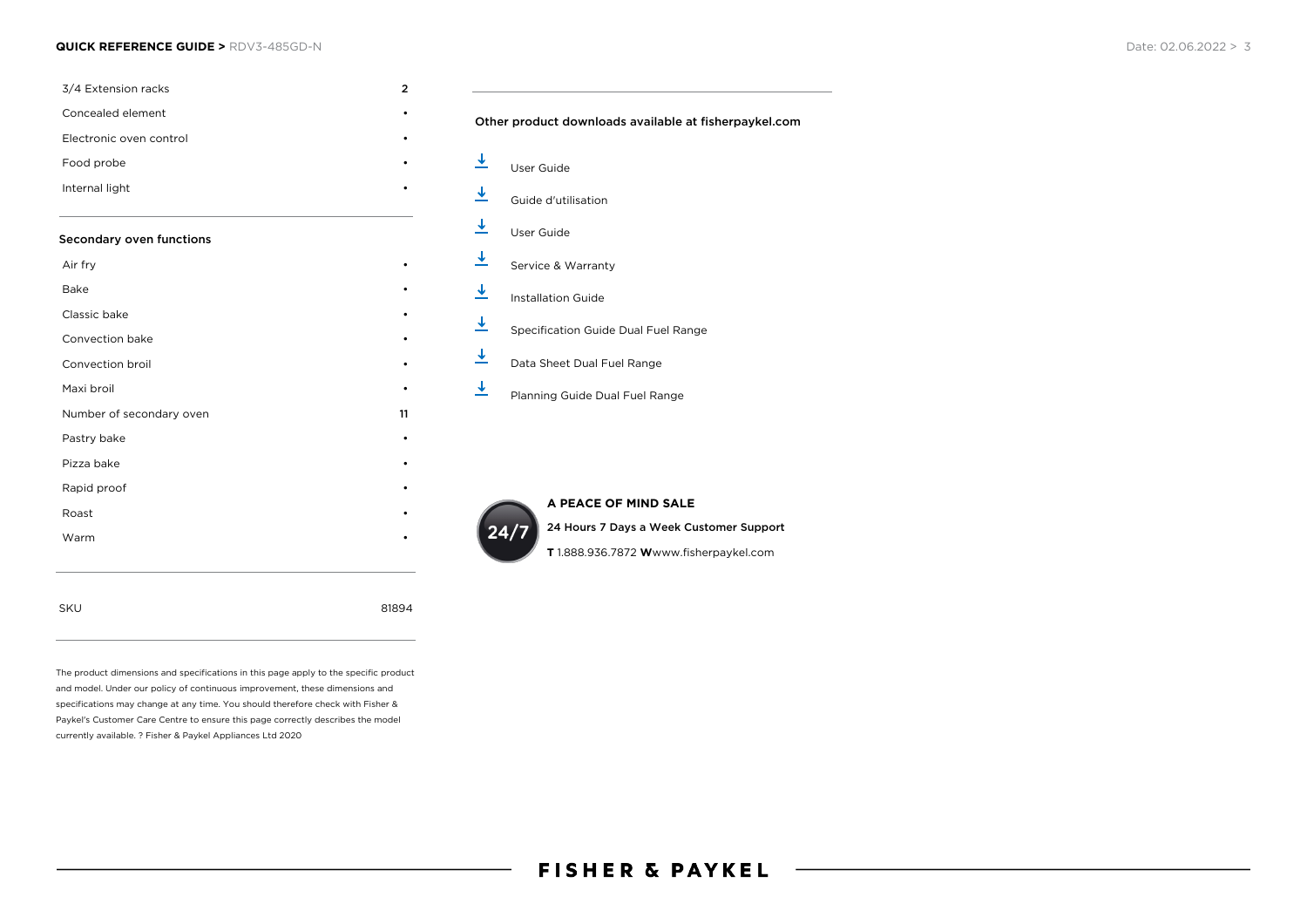| | |
|---|---|
| 3/4 Extension racks | 2 |
| Concealed element | • |
| Electronic oven control | • |
| Food probe | • |
| Internal light | • |

### Secondary oven functions

| | |
|---|---|
| Air fry | • |
| Bake | • |
| Classic bake | • |
| Convection bake | • |
| Convection broil | • |
| Maxi broil | • |
| Number of secondary oven | 11 |
| Pastry bake | • |
| Pizza bake | • |
| Rapid proof | • |
| Roast | • |
| Warm | • |

| | |
|---|---|
| SKU | 81894 |

The product dimensions and specifications in this page apply to the specific product and model. Under our policy of continuous improvement, these dimensions and specifications may change at any time. You should therefore check with Fisher & Paykel's Customer Care Centre to ensure this page correctly describes the model currently available. ? Fisher & Paykel Appliances Ltd 2020

### Other product downloads available at fisherpaykel.com

- User Guide
- Guide d'utilisation
- User Guide
- Service & Warranty
- Installation Guide
- Specification Guide Dual Fuel Range
- Data Sheet Dual Fuel Range
- Planning Guide Dual Fuel Range

24/7

**A PEACE OF MIND SALE**

24 Hours 7 Days a Week Customer Support

**T** 1.888.936.7872 **W**www.fisherpaykel.com